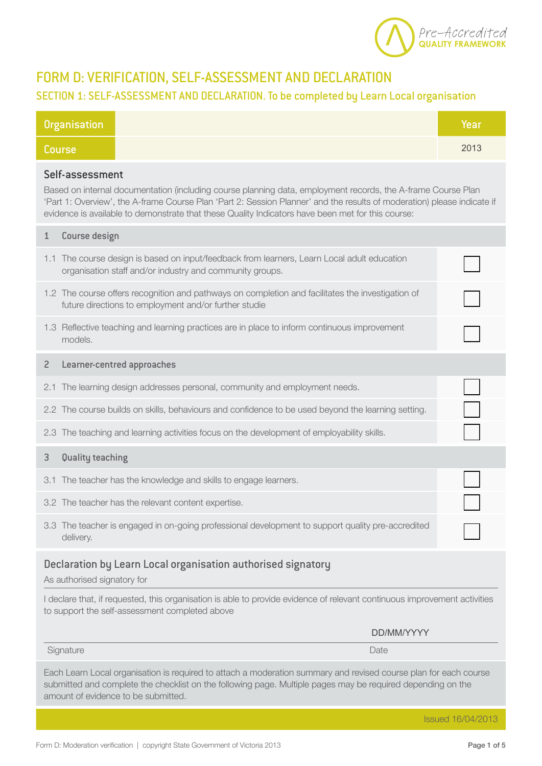Pre-Accredited
QUALITY FRAMEWORK

# FORM D: VERIFICATION, SELF-ASSESSMENT AND DECLARATION

## SECTION 1: SELF-ASSESSMENT AND DECLARATION. To be completed by Learn Local organisation

| Organisation | | Year |
|---|---|---|
| Course | | 2013 |

### Self-assessment

Based on internal documentation (including course planning data, employment records, the A-frame Course Plan 'Part 1: Overview', the A-frame Course Plan 'Part 2: Session Planner' and the results of moderation) please indicate if evidence is available to demonstrate that these Quality Indicators have been met for this course:

| | |
|---|---|
| **1 Course design** | |
| 1.1 The course design is based on input/feedback from learners, Learn Local adult education organisation staff and/or industry and community groups. | ☐ |
| 1.2 The course offers recognition and pathways on completion and facilitates the investigation of future directions to employment and/or further studie | ☐ |
| 1.3 Reflective teaching and learning practices are in place to inform continuous improvement models. | ☐ |
| **2 Learner-centred approaches** | |
| 2.1 The learning design addresses personal, community and employment needs. | ☐ |
| 2.2 The course builds on skills, behaviours and confidence to be used beyond the learning setting. | ☐ |
| 2.3 The teaching and learning activities focus on the development of employability skills. | ☐ |
| **3 Quality teaching** | |
| 3.1 The teacher has the knowledge and skills to engage learners. | ☐ |
| 3.2 The teacher has the relevant content expertise. | ☐ |
| 3.3 The teacher is engaged in on-going professional development to support quality pre-accredited delivery. | ☐ |

### Declaration by Learn Local organisation authorised signatory

As authorised signatory for

I declare that, if requested, this organisation is able to provide evidence of relevant continuous improvement activities to support the self-assessment completed above

| Signature | Date: DD/MM/YYYY |
|---|---|

Each Learn Local organisation is required to attach a moderation summary and revised course plan for each course submitted and complete the checklist on the following page. Multiple pages may be required depending on the amount of evidence to be submitted.

Issued 16/04/2013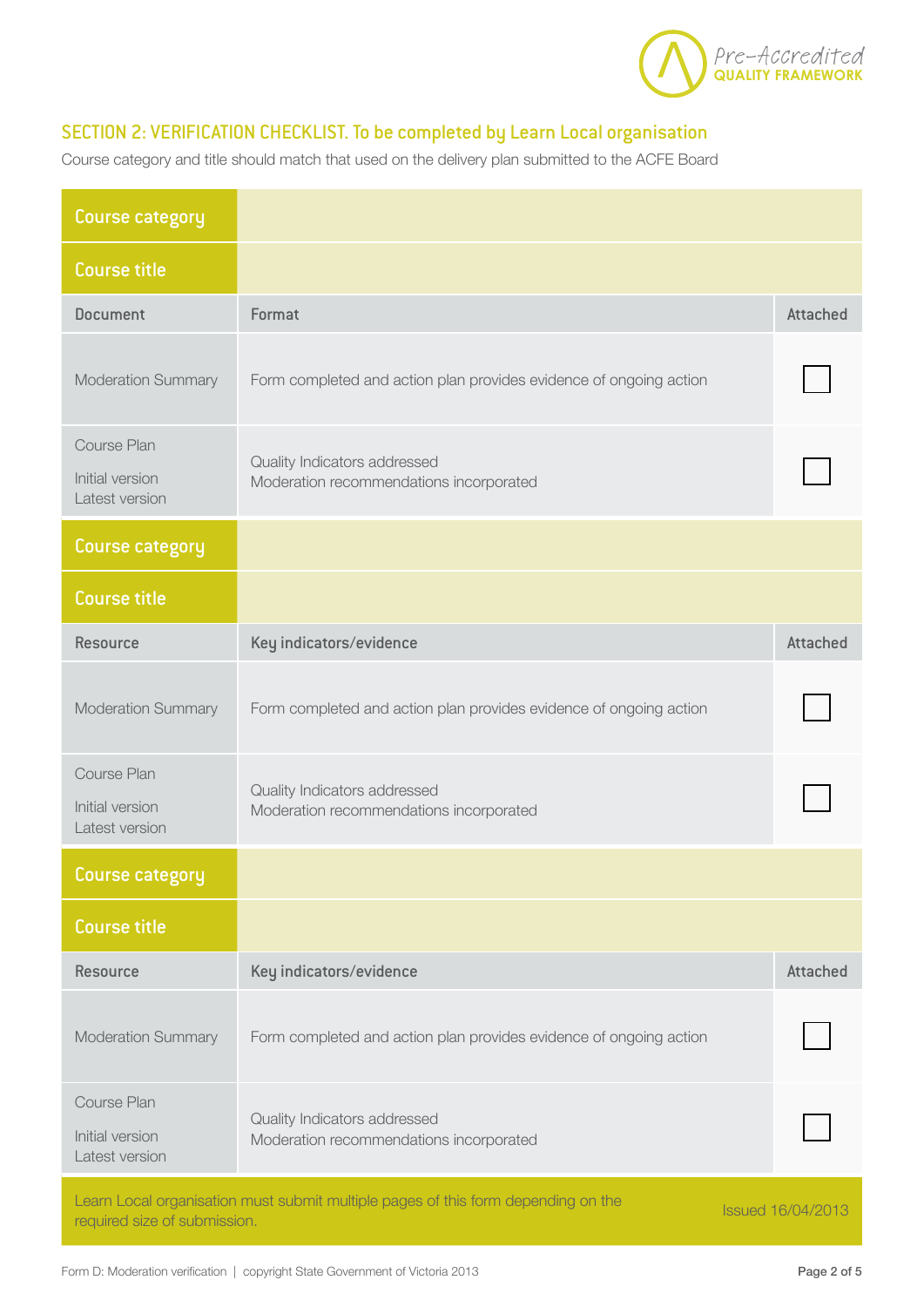## SECTION 2: VERIFICATION CHECKLIST. To be completed by Learn Local organisation

Course category and title should match that used on the delivery plan submitted to the ACFE Board

| Course category | | |
|---|---|---|
| **Course title** | | |
| **Document** | **Format** | **Attached** |
| Moderation Summary | Form completed and action plan provides evidence of ongoing action | ☐ |
| Course Plan<br>Initial version<br>Latest version | Quality Indicators addressed<br>Moderation recommendations incorporated | ☐ |

| Course category | | |
|---|---|---|
| **Course title** | | |
| **Resource** | **Key indicators/evidence** | **Attached** |
| Moderation Summary | Form completed and action plan provides evidence of ongoing action | ☐ |
| Course Plan<br>Initial version<br>Latest version | Quality Indicators addressed<br>Moderation recommendations incorporated | ☐ |

| Course category | | |
|---|---|---|
| **Course title** | | |
| **Resource** | **Key indicators/evidence** | **Attached** |
| Moderation Summary | Form completed and action plan provides evidence of ongoing action | ☐ |
| Course Plan<br>Initial version<br>Latest version | Quality Indicators addressed<br>Moderation recommendations incorporated | ☐ |

Learn Local organisation must submit multiple pages of this form depending on the required size of submission.

Issued 16/04/2013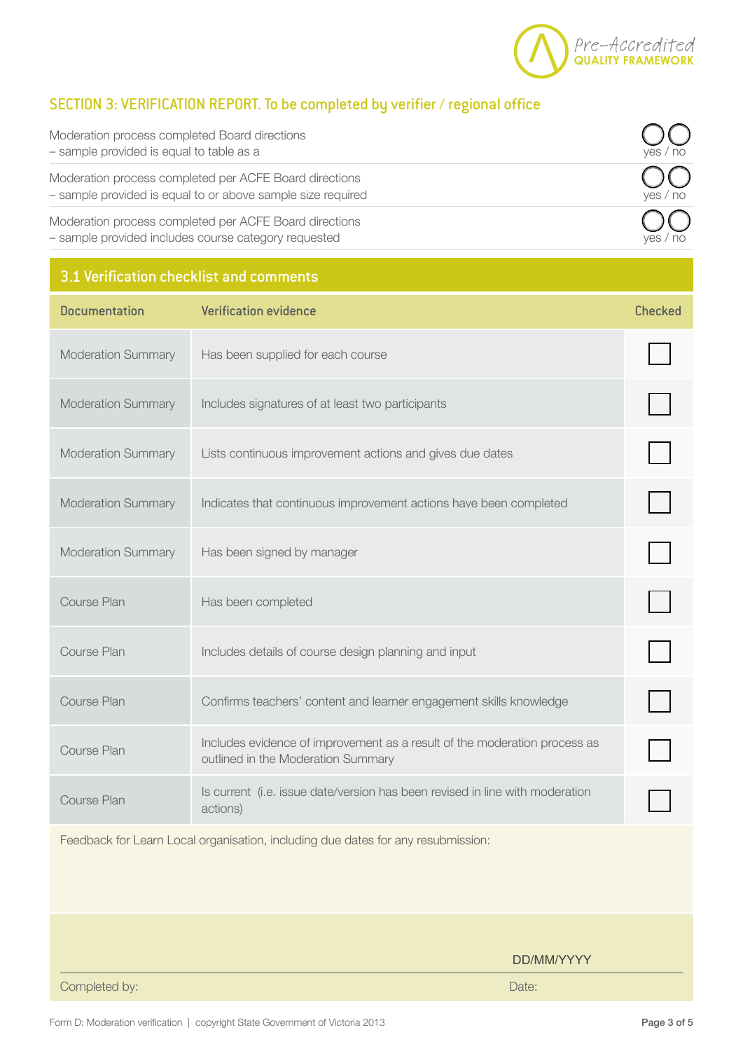## SECTION 3: VERIFICATION REPORT. To be completed by verifier / regional office

| | |
|---|---|
| Moderation process completed Board directions<br>– sample provided is equal to table as a | yes / no |
| Moderation process completed per ACFE Board directions<br>– sample provided is equal to or above sample size required | yes / no |
| Moderation process completed per ACFE Board directions<br>– sample provided includes course category requested | yes / no |

### 3.1 Verification checklist and comments

| Documentation | Verification evidence | Checked |
|---|---|---|
| Moderation Summary | Has been supplied for each course | ☐ |
| Moderation Summary | Includes signatures of at least two participants | ☐ |
| Moderation Summary | Lists continuous improvement actions and gives due dates | ☐ |
| Moderation Summary | Indicates that continuous improvement actions have been completed | ☐ |
| Moderation Summary | Has been signed by manager | ☐ |
| Course Plan | Has been completed | ☐ |
| Course Plan | Includes details of course design planning and input | ☐ |
| Course Plan | Confirms teachers' content and learner engagement skills knowledge | ☐ |
| Course Plan | Includes evidence of improvement as a result of the moderation process as outlined in the Moderation Summary | ☐ |
| Course Plan | Is current (i.e. issue date/version has been revised in line with moderation actions) | ☐ |

Feedback for Learn Local organisation, including due dates for any resubmission:

Completed by: ______________________ Date: DD/MM/YYYY

Form D: Moderation verification | copyright State Government of Victoria 2013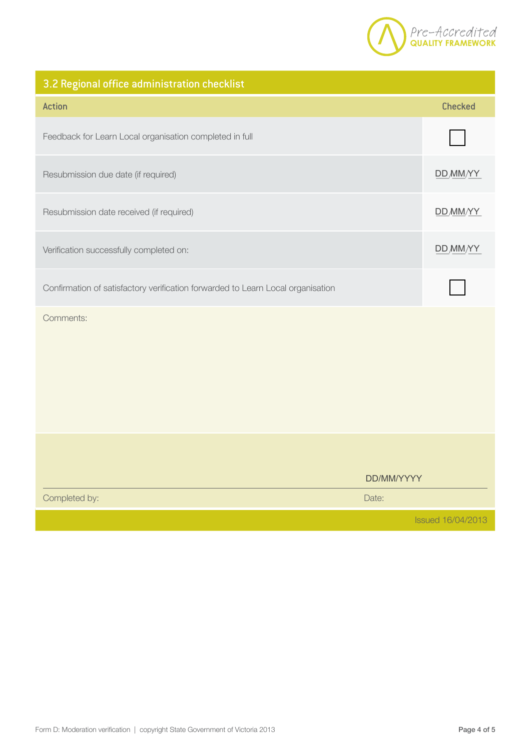## 3.2 Regional office administration checklist

| Action | Checked |
| --- | --- |
| Feedback for Learn Local organisation completed in full | ☐ |
| Resubmission due date (if required) | DD/MM/YY |
| Resubmission date received (if required) | DD/MM/YY |
| Verification successfully completed on: | DD/MM/YY |
| Confirmation of satisfactory verification forwarded to Learn Local organisation | ☐ |

Comments:

Completed by:

Date: DD/MM/YYYY

Issued 16/04/2013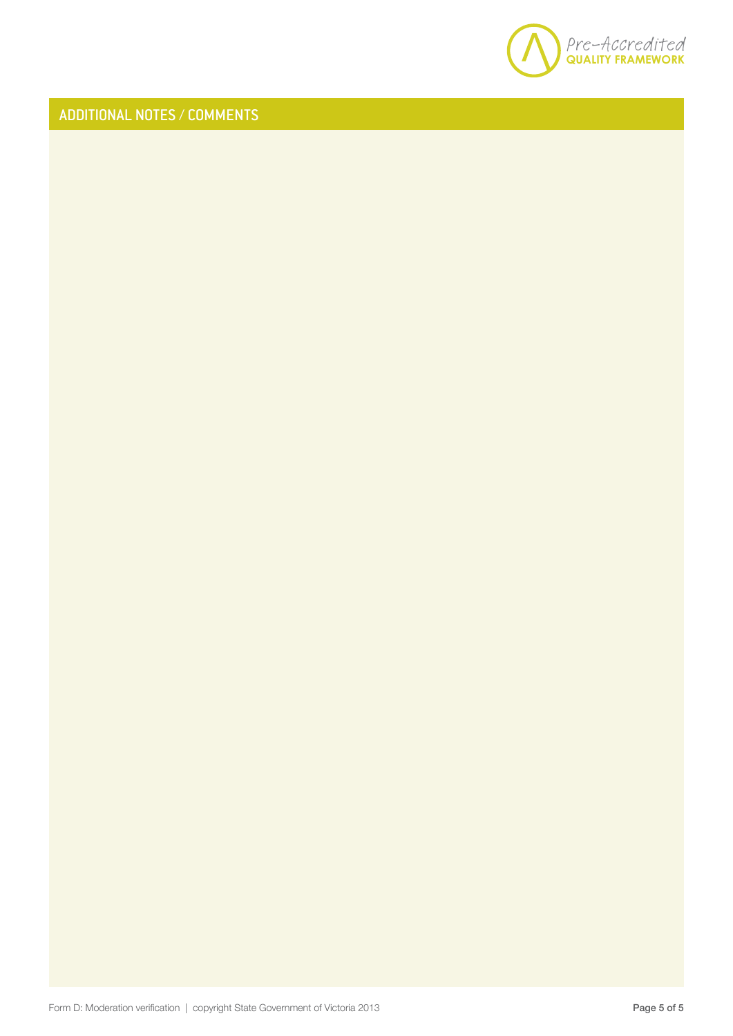## ADDITIONAL NOTES / COMMENTS